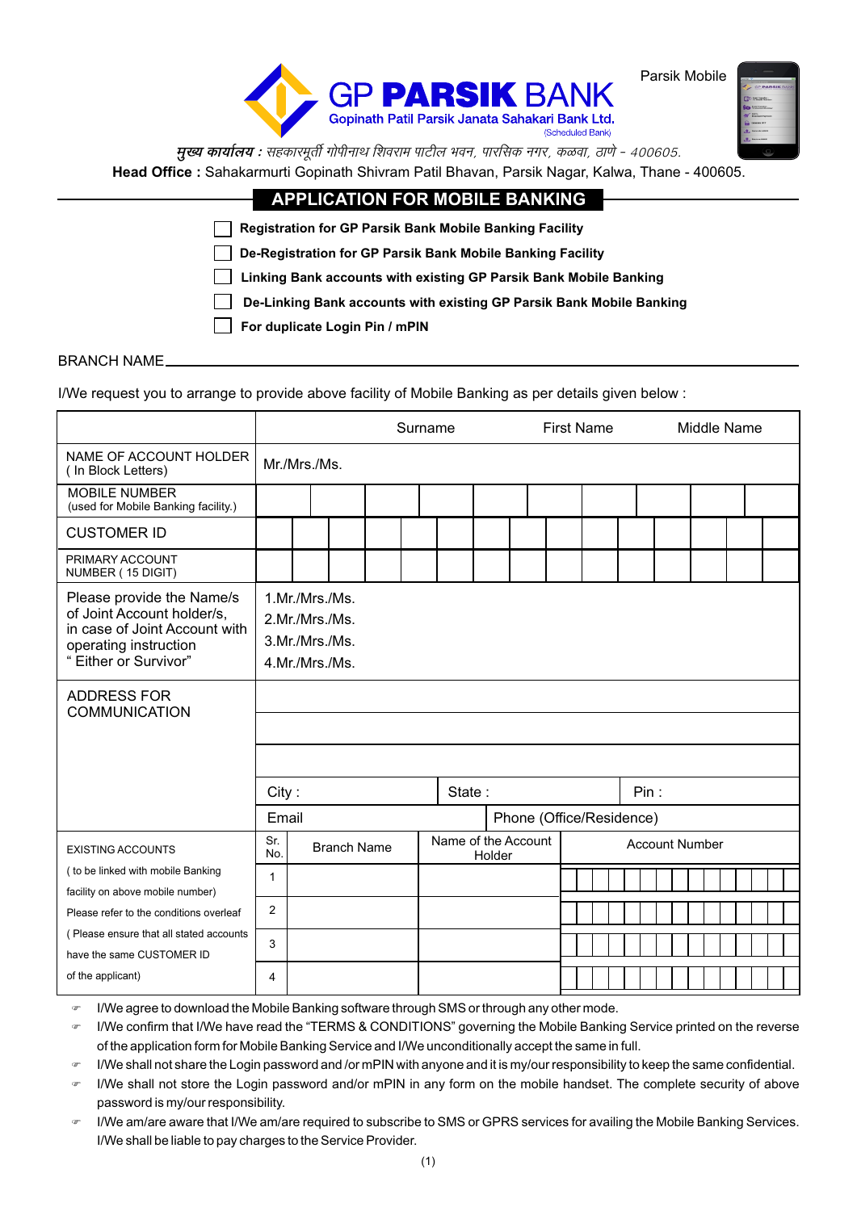# GP PARSIK BANK

**Gopinath Patil Parsik Janata Sahakari Bank Ltd.**
(Scheduled Bank)

Parsik Mobile

**मुख्य कार्यालय :** सहकारमूर्ती गोपीनाथ शिवराम पाटील भवन, पारसिक नगर, कळवा, ठाणे - 400605.

**Head Office :** Sahakarmurti Gopinath Shivram Patil Bhavan, Parsik Nagar, Kalwa, Thane - 400605.

## APPLICATION FOR MOBILE BANKING

- ☐ **Registration for GP Parsik Bank Mobile Banking Facility**
- ☐ **De-Registration for GP Parsik Bank Mobile Banking Facility**
- ☐ **Linking Bank accounts with existing GP Parsik Bank Mobile Banking**
- ☐ **De-Linking Bank accounts with existing GP Parsik Bank Mobile Banking**
- ☐ **For duplicate Login Pin / mPIN**

BRANCH NAME\_\_\_\_\_\_\_\_\_\_\_\_\_\_\_\_\_\_\_\_\_\_\_\_\_\_\_\_\_\_\_\_\_\_\_\_\_\_\_\_

I/We request you to arrange to provide above facility of Mobile Banking as per details given below :

| | Surname | First Name | Middle Name |
|---|---|---|---|
| NAME OF ACCOUNT HOLDER ( In Block Letters) | Mr./Mrs./Ms. | | |
| MOBILE NUMBER (used for Mobile Banking facility.) | | | |
| CUSTOMER ID | | | |
| PRIMARY ACCOUNT NUMBER ( 15 DIGIT) | | | |
| Please provide the Name/s of Joint Account holder/s, in case of Joint Account with operating instruction " Either or Survivor" | 1.Mr./Mrs./Ms.<br>2.Mr./Mrs./Ms.<br>3.Mr./Mrs./Ms.<br>4.Mr./Mrs./Ms. | | |
| ADDRESS FOR COMMUNICATION | | | |
| | City : | State : | Pin : |
| | Email | Phone (Office/Residence) | |

| EXISTING ACCOUNTS ( to be linked with mobile Banking facility on above mobile number) Please refer to the conditions overleaf ( Please ensure that all stated accounts have the same CUSTOMER ID of the applicant) | Sr. No. | Branch Name | Name of the Account Holder | Account Number |
|---|---|---|---|---|
| | 1 | | | |
| | 2 | | | |
| | 3 | | | |
| | 4 | | | |

- I/We agree to download the Mobile Banking software through SMS or through any other mode.
- I/We confirm that I/We have read the "TERMS & CONDITIONS" governing the Mobile Banking Service printed on the reverse of the application form for Mobile Banking Service and I/We unconditionally accept the same in full.
- I/We shall not share the Login password and /or mPIN with anyone and it is my/our responsibility to keep the same confidential.
- I/We shall not store the Login password and/or mPIN in any form on the mobile handset. The complete security of above password is my/our responsibility.
- I/We am/are aware that I/We am/are required to subscribe to SMS or GPRS services for availing the Mobile Banking Services. I/We shall be liable to pay charges to the Service Provider.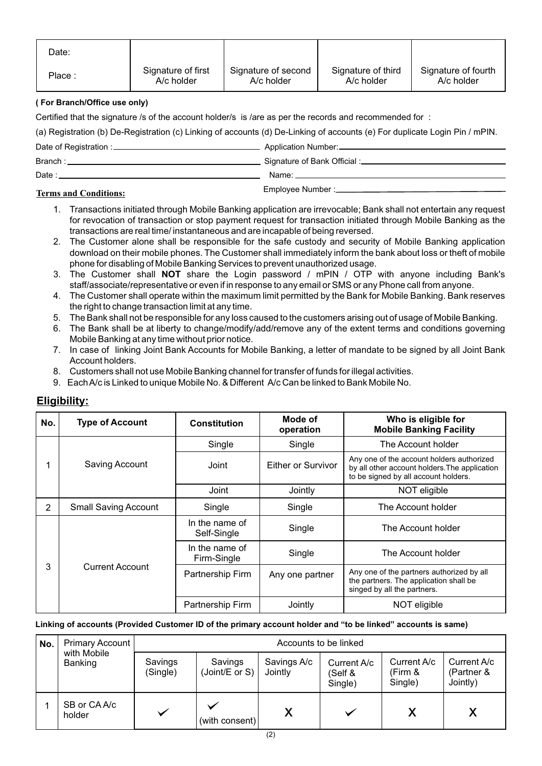| Date:<br><br>Place : | Signature of first A/c holder | Signature of second A/c holder | Signature of third A/c holder | Signature of fourth A/c holder |
|---|---|---|---|---|

**( For Branch/Office use only)**

Certified that the signature /s of the account holder/s is /are as per the records and recommended for :

(a) Registration (b) De-Registration (c) Linking of accounts (d) De-Linking of accounts (e) For duplicate Login Pin / mPIN.

Date of Registration : ______________________ Application Number: ______________________

Branch : ______________________ Signature of Bank Official : ______________________

Date : ______________________ Name: ______________________

Employee Number : ______________________

**Terms and Conditions:**

1. Transactions initiated through Mobile Banking application are irrevocable; Bank shall not entertain any request for revocation of transaction or stop payment request for transaction initiated through Mobile Banking as the transactions are real time/ instantaneous and are incapable of being reversed.
2. The Customer alone shall be responsible for the safe custody and security of Mobile Banking application download on their mobile phones. The Customer shall immediately inform the bank about loss or theft of mobile phone for disabling of Mobile Banking Services to prevent unauthorized usage.
3. The Customer shall **NOT** share the Login password / mPIN / OTP with anyone including Bank's staff/associate/representative or even if in response to any email or SMS or any Phone call from anyone.
4. The Customer shall operate within the maximum limit permitted by the Bank for Mobile Banking. Bank reserves the right to change transaction limit at any time.
5. The Bank shall not be responsible for any loss caused to the customers arising out of usage of Mobile Banking.
6. The Bank shall be at liberty to change/modify/add/remove any of the extent terms and conditions governing Mobile Banking at any time without prior notice.
7. In case of linking Joint Bank Accounts for Mobile Banking, a letter of mandate to be signed by all Joint Bank Account holders.
8. Customers shall not use Mobile Banking channel for transfer of funds for illegal activities.
9. Each A/c is Linked to unique Mobile No. & Different A/c Can be linked to Bank Mobile No.

## Eligibility:

| No. | Type of Account | Constitution | Mode of operation | Who is eligible for Mobile Banking Facility |
|---|---|---|---|---|
| 1 | Saving Account | Single | Single | The Account holder |
| | | Joint | Either or Survivor | Any one of the account holders authorized by all other account holders.The application to be signed by all account holders. |
| | | Joint | Jointly | NOT eligible |
| 2 | Small Saving Account | Single | Single | The Account holder |
| 3 | Current Account | In the name of Self-Single | Single | The Account holder |
| | | In the name of Firm-Single | Single | The Account holder |
| | | Partnership Firm | Any one partner | Any one of the partners authorized by all the partners. The application shall be singed by all the partners. |
| | | Partnership Firm | Jointly | NOT eligible |

**Linking of accounts (Provided Customer ID of the primary account holder and "to be linked" accounts is same)**

| No. | Primary Account with Mobile Banking | Accounts to be linked | | | | | |
|---|---|---|---|---|---|---|---|
| | | Savings (Single) | Savings (Joint/E or S) | Savings A/c Jointly | Current A/c (Self & Single) | Current A/c (Firm & Single) | Current A/c (Partner & Jointly) |
| 1 | SB or CA A/c holder | ✓ | ✓ (with consent) | X | ✓ | X | X |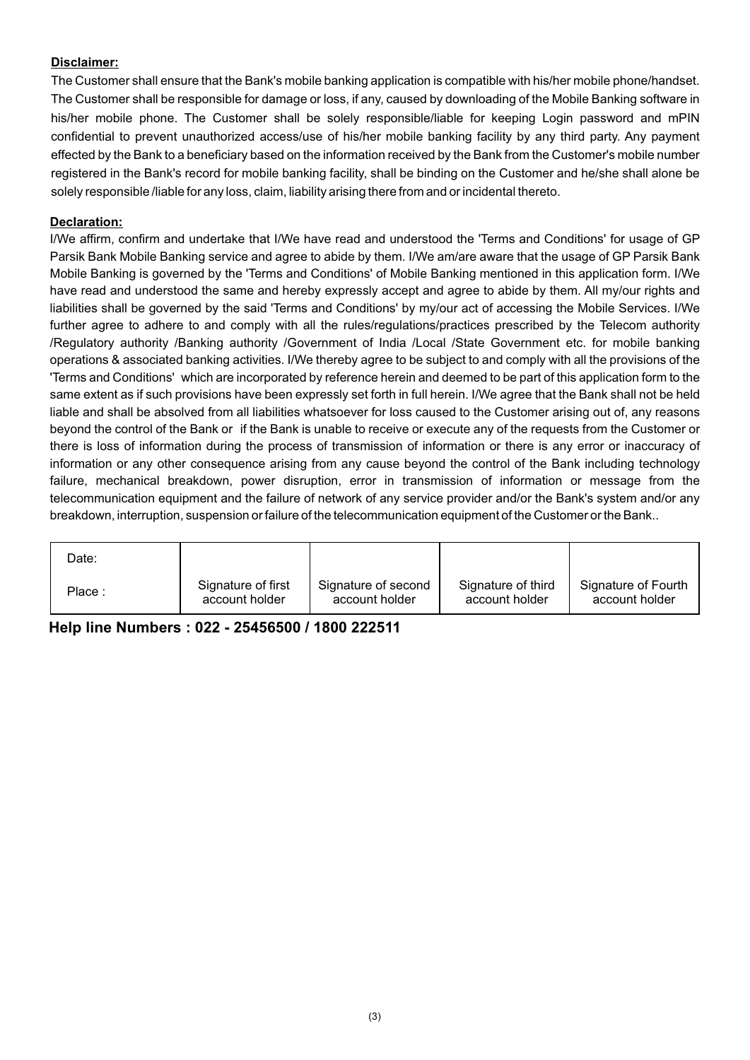**Disclaimer:**

The Customer shall ensure that the Bank's mobile banking application is compatible with his/her mobile phone/handset. The Customer shall be responsible for damage or loss, if any, caused by downloading of the Mobile Banking software in his/her mobile phone. The Customer shall be solely responsible/liable for keeping Login password and mPIN confidential to prevent unauthorized access/use of his/her mobile banking facility by any third party. Any payment effected by the Bank to a beneficiary based on the information received by the Bank from the Customer's mobile number registered in the Bank's record for mobile banking facility, shall be binding on the Customer and he/she shall alone be solely responsible /liable for any loss, claim, liability arising there from and or incidental thereto.

**Declaration:**

I/We affirm, confirm and undertake that I/We have read and understood the 'Terms and Conditions' for usage of GP Parsik Bank Mobile Banking service and agree to abide by them. I/We am/are aware that the usage of GP Parsik Bank Mobile Banking is governed by the 'Terms and Conditions' of Mobile Banking mentioned in this application form. I/We have read and understood the same and hereby expressly accept and agree to abide by them. All my/our rights and liabilities shall be governed by the said 'Terms and Conditions' by my/our act of accessing the Mobile Services. I/We further agree to adhere to and comply with all the rules/regulations/practices prescribed by the Telecom authority /Regulatory authority /Banking authority /Government of India /Local /State Government etc. for mobile banking operations & associated banking activities. I/We thereby agree to be subject to and comply with all the provisions of the 'Terms and Conditions' which are incorporated by reference herein and deemed to be part of this application form to the same extent as if such provisions have been expressly set forth in full herein. I/We agree that the Bank shall not be held liable and shall be absolved from all liabilities whatsoever for loss caused to the Customer arising out of, any reasons beyond the control of the Bank or if the Bank is unable to receive or execute any of the requests from the Customer or there is loss of information during the process of transmission of information or there is any error or inaccuracy of information or any other consequence arising from any cause beyond the control of the Bank including technology failure, mechanical breakdown, power disruption, error in transmission of information or message from the telecommunication equipment and the failure of network of any service provider and/or the Bank's system and/or any breakdown, interruption, suspension or failure of the telecommunication equipment of the Customer or the Bank..

| Date:<br>Place : | Signature of first account holder | Signature of second account holder | Signature of third account holder | Signature of Fourth account holder |
|---|---|---|---|---|

**Help line Numbers : 022 - 25456500 / 1800 222511**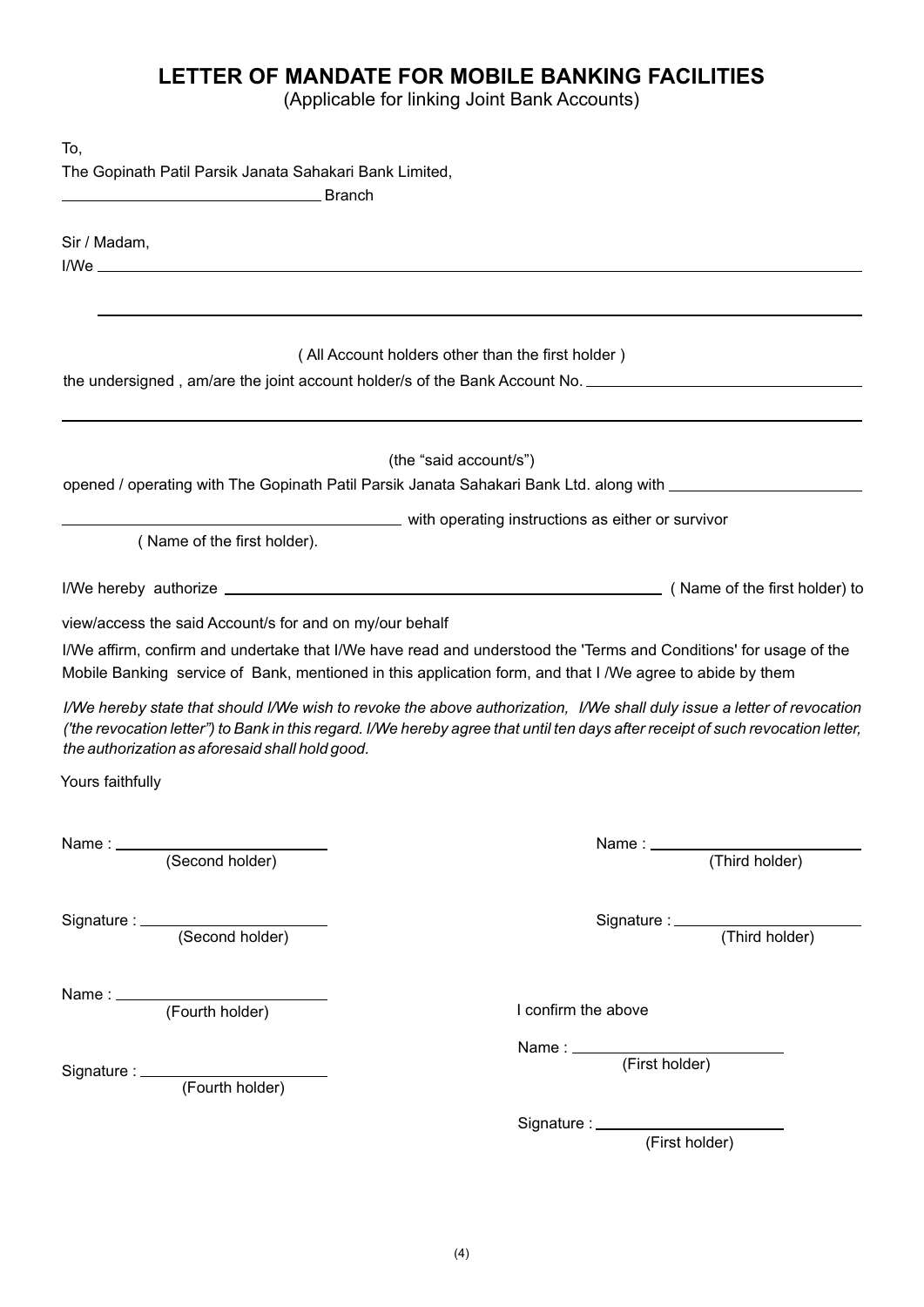# LETTER OF MANDATE FOR MOBILE BANKING FACILITIES

(Applicable for linking Joint Bank Accounts)

To,

The Gopinath Patil Parsik Janata Sahakari Bank Limited,

\_\_\_\_\_\_\_\_\_\_\_\_\_\_\_\_\_\_\_\_\_\_\_\_\_\_\_\_\_\_ Branch

Sir / Madam,

I/We \_\_\_\_\_\_\_\_\_\_\_\_\_\_\_\_\_\_\_\_\_\_\_\_\_\_\_\_\_\_\_\_\_\_\_\_\_\_\_\_\_\_\_\_\_\_\_\_\_\_\_\_\_\_\_\_\_\_\_\_\_\_\_\_\_\_\_\_\_\_\_\_\_\_\_\_\_\_

\_\_\_\_\_\_\_\_\_\_\_\_\_\_\_\_\_\_\_\_\_\_\_\_\_\_\_\_\_\_\_\_\_\_\_\_\_\_\_\_\_\_\_\_\_\_\_\_\_\_\_\_\_\_\_\_\_\_\_\_\_\_\_\_\_\_\_\_\_\_\_\_\_\_\_\_\_\_

( All Account holders other than the first holder )

the undersigned , am/are the joint account holder/s of the Bank Account No. \_\_\_\_\_\_\_\_\_\_\_\_\_\_\_\_\_\_\_\_\_\_\_\_\_\_\_\_\_\_

\_\_\_\_\_\_\_\_\_\_\_\_\_\_\_\_\_\_\_\_\_\_\_\_\_\_\_\_\_\_\_\_\_\_\_\_\_\_\_\_\_\_\_\_\_\_\_\_\_\_\_\_\_\_\_\_\_\_\_\_\_\_\_\_\_\_\_\_\_\_\_\_\_\_\_\_\_\_

(the "said account/s")

opened / operating with The Gopinath Patil Parsik Janata Sahakari Bank Ltd. along with \_\_\_\_\_\_\_\_\_\_\_\_\_\_\_\_\_\_\_\_\_\_

\_\_\_\_\_\_\_\_\_\_\_\_\_\_\_\_\_\_\_\_\_\_\_\_\_\_\_\_\_\_\_\_\_\_\_\_\_\_ with operating instructions as either or survivor

( Name of the first holder).

I/We hereby authorize \_\_\_\_\_\_\_\_\_\_\_\_\_\_\_\_\_\_\_\_\_\_\_\_\_\_\_\_\_\_\_\_\_\_\_\_\_\_\_\_\_\_\_\_\_\_\_\_\_\_ ( Name of the first holder) to

view/access the said Account/s for and on my/our behalf

I/We affirm, confirm and undertake that I/We have read and understood the 'Terms and Conditions' for usage of the Mobile Banking service of Bank, mentioned in this application form, and that I /We agree to abide by them

*I/We hereby state that should I/We wish to revoke the above authorization, I/We shall duly issue a letter of revocation ('the revocation letter") to Bank in this regard. I/We hereby agree that until ten days after receipt of such revocation letter, the authorization as aforesaid shall hold good.*

Yours faithfully

Name : \_\_\_\_\_\_\_\_\_\_\_\_\_\_\_\_\_\_\_\_\_\_\_\_
(Second holder)

Signature : \_\_\_\_\_\_\_\_\_\_\_\_\_\_\_\_\_\_\_\_\_\_
(Second holder)

Name : \_\_\_\_\_\_\_\_\_\_\_\_\_\_\_\_\_\_\_\_\_\_\_\_
(Third holder)

Signature : \_\_\_\_\_\_\_\_\_\_\_\_\_\_\_\_\_\_\_\_\_\_
(Third holder)

Name : \_\_\_\_\_\_\_\_\_\_\_\_\_\_\_\_\_\_\_\_\_\_\_\_
(Fourth holder)

Signature : \_\_\_\_\_\_\_\_\_\_\_\_\_\_\_\_\_\_\_\_\_\_
(Fourth holder)

I confirm the above

Name : \_\_\_\_\_\_\_\_\_\_\_\_\_\_\_\_\_\_\_\_\_\_\_\_
(First holder)

Signature : \_\_\_\_\_\_\_\_\_\_\_\_\_\_\_\_\_\_\_\_\_\_
(First holder)